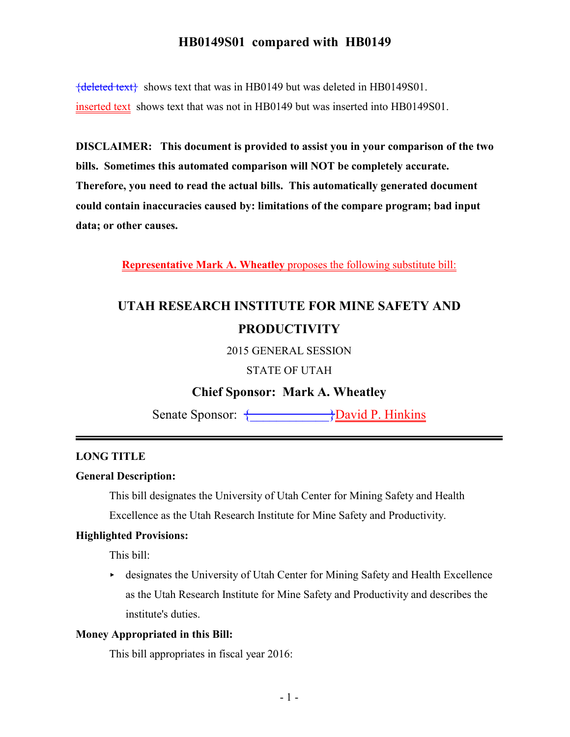# HB0149S01 compared with HB0149

{deleted text} shows text that was in HB0149 but was deleted in HB0149S01.

inserted text shows text that was not in HB0149 but was inserted into HB0149S01.

**DISCLAIMER: This document is provided to assist you in your comparison of the two bills. Sometimes this automated comparison will NOT be completely accurate. Therefore, you need to read the actual bills. This automatically generated document could contain inaccuracies caused by: limitations of the compare program; bad input data; or other causes.**

**Representative Mark A. Wheatley** proposes the following substitute bill:

## UTAH RESEARCH INSTITUTE FOR MINE SAFETY AND PRODUCTIVITY

2015 GENERAL SESSION

STATE OF UTAH

**Chief Sponsor: Mark A. Wheatley**

Senate Sponsor: {____________}David P. Hinkins

---

**LONG TITLE**

**General Description:**

This bill designates the University of Utah Center for Mining Safety and Health Excellence as the Utah Research Institute for Mine Safety and Productivity.

**Highlighted Provisions:**

This bill:

- designates the University of Utah Center for Mining Safety and Health Excellence as the Utah Research Institute for Mine Safety and Productivity and describes the institute's duties.

**Money Appropriated in this Bill:**

This bill appropriates in fiscal year 2016: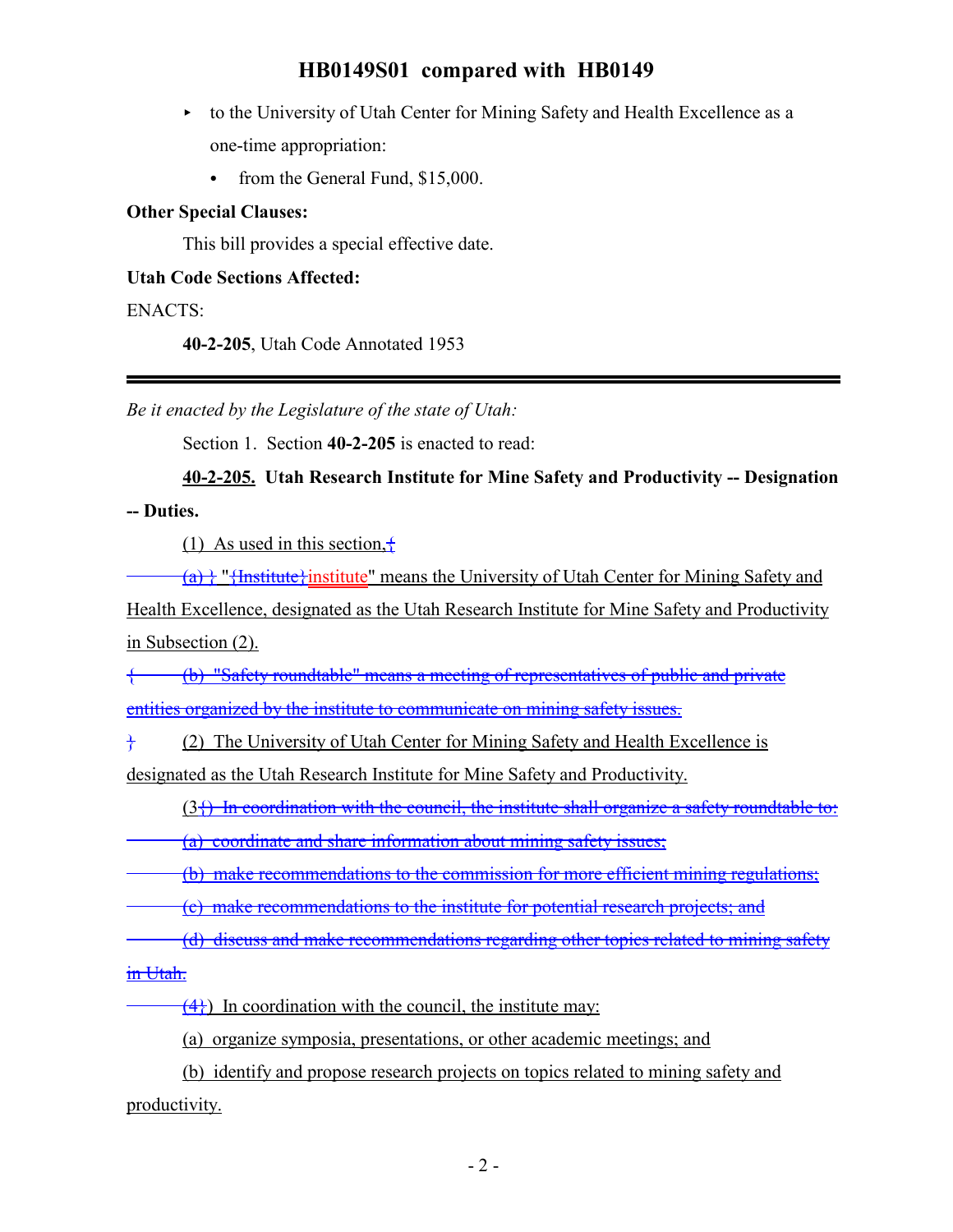- ▸ to the University of Utah Center for Mining Safety and Health Excellence as a one-time appropriation:
  - • from the General Fund, $15,000.

**Other Special Clauses:**

This bill provides a special effective date.

**Utah Code Sections Affected:**

ENACTS:

**40-2-205**, Utah Code Annotated 1953

---

*Be it enacted by the Legislature of the state of Utah:*

Section 1. Section **40-2-205** is enacted to read:

**40-2-205. Utah Research Institute for Mine Safety and Productivity -- Designation -- Duties.**

(1) As used in this section,{

(a) } "{Institute}institute" means the University of Utah Center for Mining Safety and Health Excellence, designated as the Utah Research Institute for Mine Safety and Productivity in Subsection (2).

{ (b) "Safety roundtable" means a meeting of representatives of public and private entities organized by the institute to communicate on mining safety issues.

} (2) The University of Utah Center for Mining Safety and Health Excellence is designated as the Utah Research Institute for Mine Safety and Productivity.

(3{) In coordination with the council, the institute shall organize a safety roundtable to:

(a) coordinate and share information about mining safety issues;

(b) make recommendations to the commission for more efficient mining regulations;

(c) make recommendations to the institute for potential research projects; and

(d) discuss and make recommendations regarding other topics related to mining safety in Utah.

(4}) In coordination with the council, the institute may:

(a) organize symposia, presentations, or other academic meetings; and

(b) identify and propose research projects on topics related to mining safety and productivity.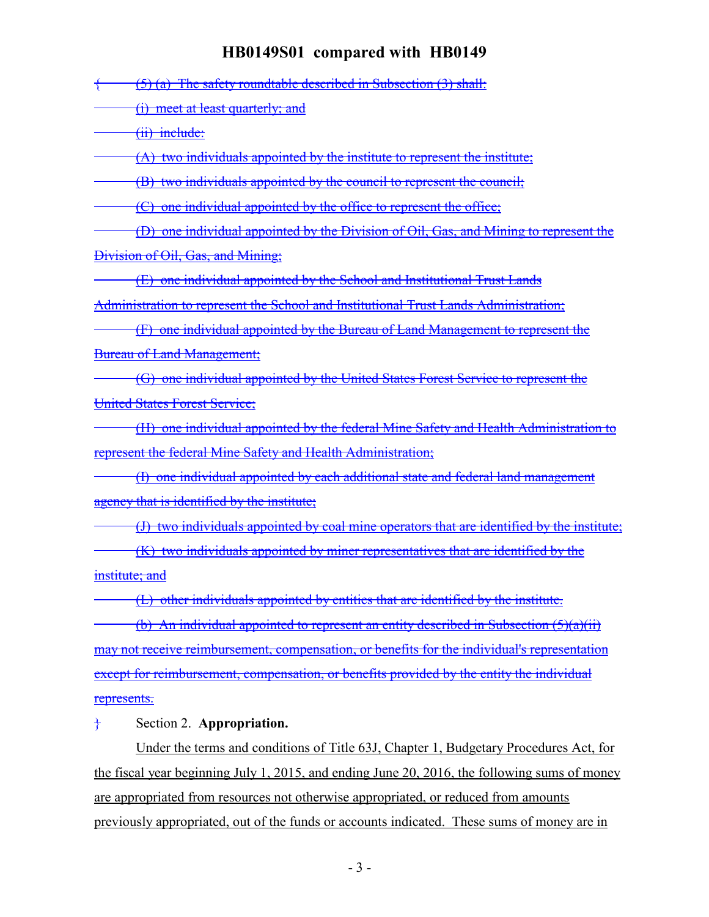{ (5) (a) The safety roundtable described in Subsection (3) shall:

(i) meet at least quarterly; and

(ii) include:

(A) two individuals appointed by the institute to represent the institute;

(B) two individuals appointed by the council to represent the council;

(C) one individual appointed by the office to represent the office;

(D) one individual appointed by the Division of Oil, Gas, and Mining to represent the Division of Oil, Gas, and Mining;

(E) one individual appointed by the School and Institutional Trust Lands Administration to represent the School and Institutional Trust Lands Administration;

(F) one individual appointed by the Bureau of Land Management to represent the Bureau of Land Management;

(G) one individual appointed by the United States Forest Service to represent the United States Forest Service;

(H) one individual appointed by the federal Mine Safety and Health Administration to represent the federal Mine Safety and Health Administration;

(I) one individual appointed by each additional state and federal land management agency that is identified by the institute;

(J) two individuals appointed by coal mine operators that are identified by the institute;

(K) two individuals appointed by miner representatives that are identified by the institute; and

(L) other individuals appointed by entities that are identified by the institute.

(b) An individual appointed to represent an entity described in Subsection (5)(a)(ii) may not receive reimbursement, compensation, or benefits for the individual's representation except for reimbursement, compensation, or benefits provided by the entity the individual represents.

} Section 2. **Appropriation.**

Under the terms and conditions of Title 63J, Chapter 1, Budgetary Procedures Act, for the fiscal year beginning July 1, 2015, and ending June 20, 2016, the following sums of money are appropriated from resources not otherwise appropriated, or reduced from amounts previously appropriated, out of the funds or accounts indicated. These sums of money are in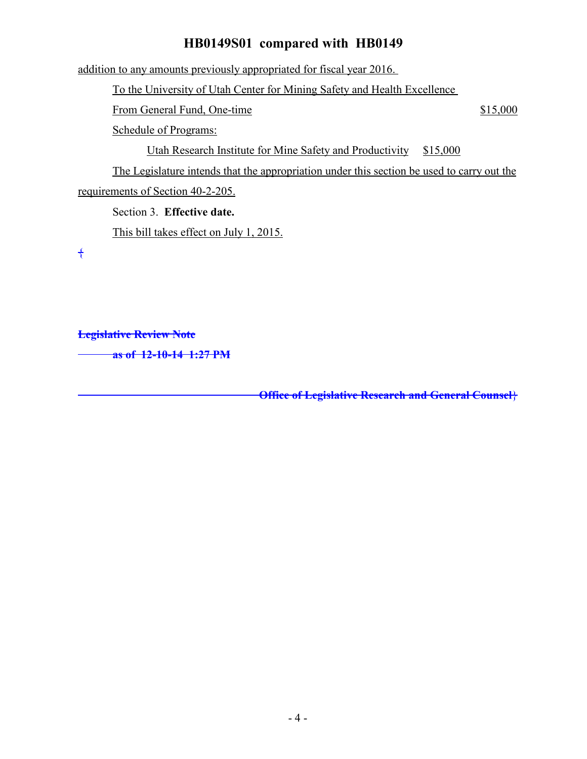addition to any amounts previously appropriated for fiscal year 2016.

To the University of Utah Center for Mining Safety and Health Excellence

From General Fund, One-time $15,000

Schedule of Programs:

Utah Research Institute for Mine Safety and Productivity $15,000

The Legislature intends that the appropriation under this section be used to carry out the requirements of Section 40-2-205.

Section 3. **Effective date.**

This bill takes effect on July 1, 2015.

{

~~**Legislative Review Note**~~

~~**as of 12-10-14 1:27 PM**~~

~~**Office of Legislative Research and General Counsel**~~}